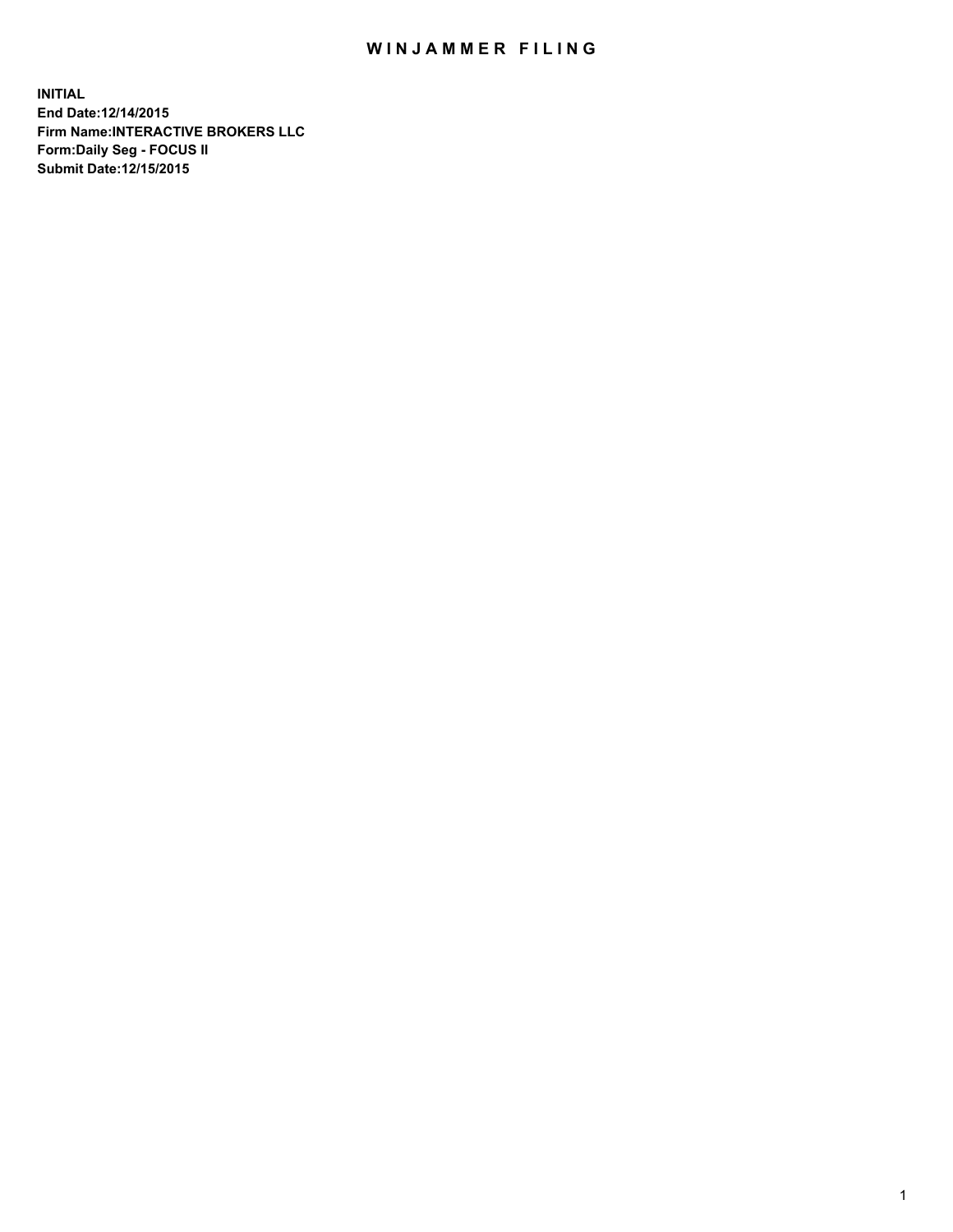# WINJAMMER FILING

**INITIAL**
**End Date:12/14/2015**
**Firm Name:INTERACTIVE BROKERS LLC**
**Form:Daily Seg - FOCUS II**
**Submit Date:12/15/2015**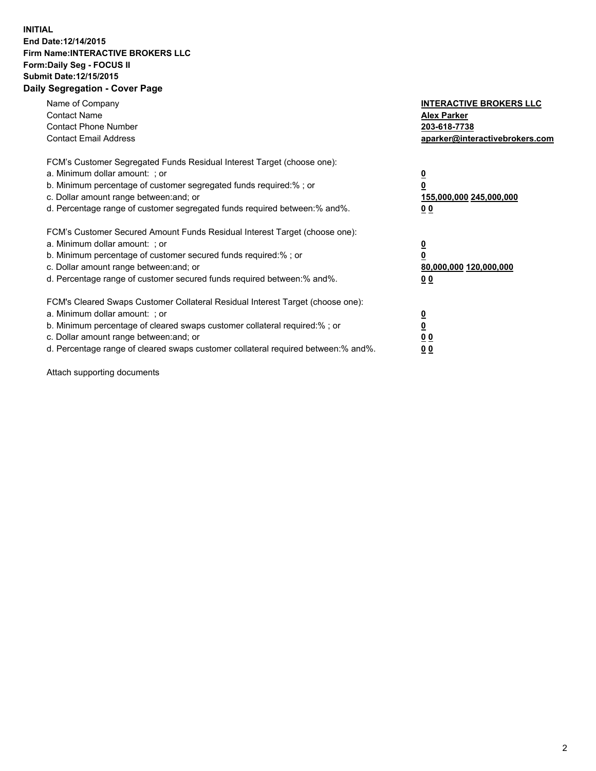**INITIAL**
**End Date:12/14/2015**
**Firm Name:INTERACTIVE BROKERS LLC**
**Form:Daily Seg - FOCUS II**
**Submit Date:12/15/2015**
**Daily Segregation - Cover Page**

| | |
|---|---|
| Name of Company | **INTERACTIVE BROKERS LLC** |
| Contact Name | **Alex Parker** |
| Contact Phone Number | **203-618-7738** |
| Contact Email Address | **aparker@interactivebrokers.com** |

FCM's Customer Segregated Funds Residual Interest Target (choose one):

| | |
|---|---|
| a. Minimum dollar amount: ; or | **0** |
| b. Minimum percentage of customer segregated funds required:% ; or | **0** |
| c. Dollar amount range between:and; or | **155,000,000 245,000,000** |
| d. Percentage range of customer segregated funds required between:% and%. | **0 0** |

FCM's Customer Secured Amount Funds Residual Interest Target (choose one):

| | |
|---|---|
| a. Minimum dollar amount: ; or | **0** |
| b. Minimum percentage of customer secured funds required:% ; or | **0** |
| c. Dollar amount range between:and; or | **80,000,000 120,000,000** |
| d. Percentage range of customer secured funds required between:% and%. | **0 0** |

FCM's Cleared Swaps Customer Collateral Residual Interest Target (choose one):

| | |
|---|---|
| a. Minimum dollar amount: ; or | **0** |
| b. Minimum percentage of cleared swaps customer collateral required:% ; or | **0** |
| c. Dollar amount range between:and; or | **0 0** |
| d. Percentage range of cleared swaps customer collateral required between:% and%. | **0 0** |

Attach supporting documents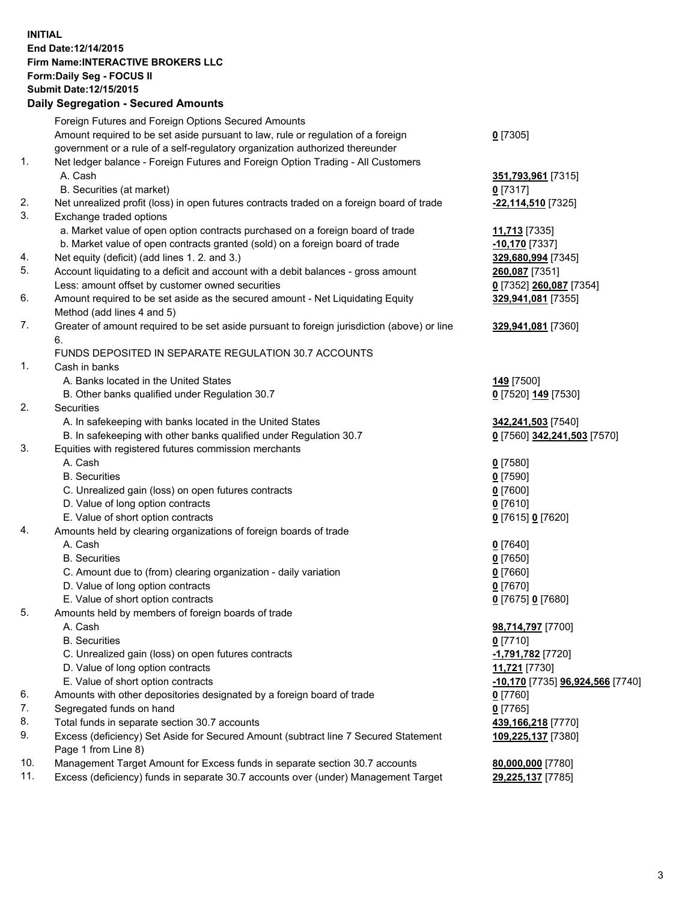**INITIAL**
**End Date:12/14/2015**
**Firm Name:INTERACTIVE BROKERS LLC**
**Form:Daily Seg - FOCUS II**
**Submit Date:12/15/2015**

## Daily Segregation - Secured Amounts

| | | |
|---|---|---|
| | Foreign Futures and Foreign Options Secured Amounts | |
| | Amount required to be set aside pursuant to law, rule or regulation of a foreign government or a rule of a self-regulatory organization authorized thereunder | **0** [7305] |
| 1. | Net ledger balance - Foreign Futures and Foreign Option Trading - All Customers | |
| | A. Cash | **351,793,961** [7315] |
| | B. Securities (at market) | **0** [7317] |
| 2. | Net unrealized profit (loss) in open futures contracts traded on a foreign board of trade | **-22,114,510** [7325] |
| 3. | Exchange traded options | |
| | a. Market value of open option contracts purchased on a foreign board of trade | **11,713** [7335] |
| | b. Market value of open contracts granted (sold) on a foreign board of trade | **-10,170** [7337] |
| 4. | Net equity (deficit) (add lines 1. 2. and 3.) | **329,680,994** [7345] |
| 5. | Account liquidating to a deficit and account with a debit balances - gross amount | **260,087** [7351] |
| | Less: amount offset by customer owned securities | **0** [7352] **260,087** [7354] |
| 6. | Amount required to be set aside as the secured amount - Net Liquidating Equity Method (add lines 4 and 5) | **329,941,081** [7355] |
| 7. | Greater of amount required to be set aside pursuant to foreign jurisdiction (above) or line 6. | **329,941,081** [7360] |
| | FUNDS DEPOSITED IN SEPARATE REGULATION 30.7 ACCOUNTS | |
| 1. | Cash in banks | |
| | A. Banks located in the United States | **149** [7500] |
| | B. Other banks qualified under Regulation 30.7 | **0** [7520] **149** [7530] |
| 2. | Securities | |
| | A. In safekeeping with banks located in the United States | **342,241,503** [7540] |
| | B. In safekeeping with other banks qualified under Regulation 30.7 | **0** [7560] **342,241,503** [7570] |
| 3. | Equities with registered futures commission merchants | |
| | A. Cash | **0** [7580] |
| | B. Securities | **0** [7590] |
| | C. Unrealized gain (loss) on open futures contracts | **0** [7600] |
| | D. Value of long option contracts | **0** [7610] |
| | E. Value of short option contracts | **0** [7615] **0** [7620] |
| 4. | Amounts held by clearing organizations of foreign boards of trade | |
| | A. Cash | **0** [7640] |
| | B. Securities | **0** [7650] |
| | C. Amount due to (from) clearing organization - daily variation | **0** [7660] |
| | D. Value of long option contracts | **0** [7670] |
| | E. Value of short option contracts | **0** [7675] **0** [7680] |
| 5. | Amounts held by members of foreign boards of trade | |
| | A. Cash | **98,714,797** [7700] |
| | B. Securities | **0** [7710] |
| | C. Unrealized gain (loss) on open futures contracts | **-1,791,782** [7720] |
| | D. Value of long option contracts | **11,721** [7730] |
| | E. Value of short option contracts | **-10,170** [7735] **96,924,566** [7740] |
| 6. | Amounts with other depositories designated by a foreign board of trade | **0** [7760] |
| 7. | Segregated funds on hand | **0** [7765] |
| 8. | Total funds in separate section 30.7 accounts | **439,166,218** [7770] |
| 9. | Excess (deficiency) Set Aside for Secured Amount (subtract line 7 Secured Statement Page 1 from Line 8) | **109,225,137** [7380] |
| 10. | Management Target Amount for Excess funds in separate section 30.7 accounts | **80,000,000** [7780] |
| 11. | Excess (deficiency) funds in separate 30.7 accounts over (under) Management Target | **29,225,137** [7785] |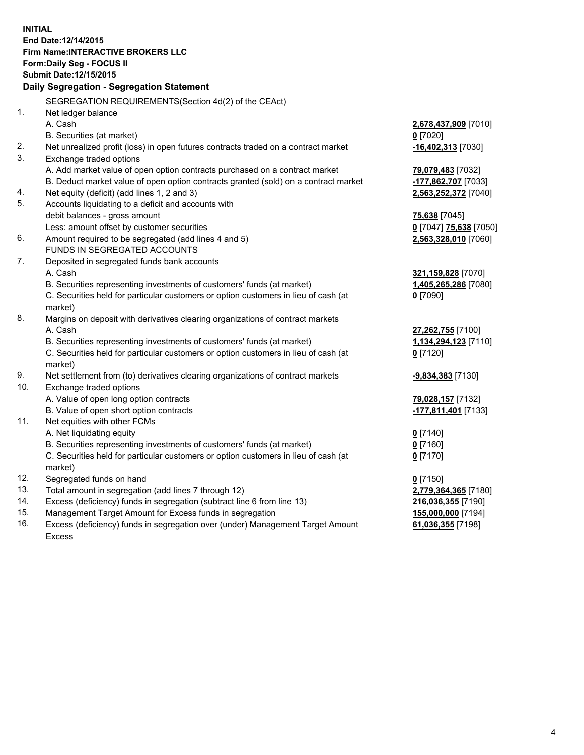**INITIAL**
**End Date:12/14/2015**
**Firm Name:INTERACTIVE BROKERS LLC**
**Form:Daily Seg - FOCUS II**
**Submit Date:12/15/2015**

## Daily Segregation - Segregation Statement

SEGREGATION REQUIREMENTS(Section 4d(2) of the CEAct)

| | | |
|---|---|---|
| 1. | Net ledger balance | |
| | A. Cash | 2,678,437,909 [7010] |
| | B. Securities (at market) | 0 [7020] |
| 2. | Net unrealized profit (loss) in open futures contracts traded on a contract market | -16,402,313 [7030] |
| 3. | Exchange traded options | |
| | A. Add market value of open option contracts purchased on a contract market | 79,079,483 [7032] |
| | B. Deduct market value of open option contracts granted (sold) on a contract market | -177,862,707 [7033] |
| 4. | Net equity (deficit) (add lines 1, 2 and 3) | 2,563,252,372 [7040] |
| 5. | Accounts liquidating to a deficit and accounts with | |
| | debit balances - gross amount | 75,638 [7045] |
| | Less: amount offset by customer securities | 0 [7047] 75,638 [7050] |
| 6. | Amount required to be segregated (add lines 4 and 5) | 2,563,328,010 [7060] |
| | FUNDS IN SEGREGATED ACCOUNTS | |
| 7. | Deposited in segregated funds bank accounts | |
| | A. Cash | 321,159,828 [7070] |
| | B. Securities representing investments of customers' funds (at market) | 1,405,265,286 [7080] |
| | C. Securities held for particular customers or option customers in lieu of cash (at market) | 0 [7090] |
| 8. | Margins on deposit with derivatives clearing organizations of contract markets | |
| | A. Cash | 27,262,755 [7100] |
| | B. Securities representing investments of customers' funds (at market) | 1,134,294,123 [7110] |
| | C. Securities held for particular customers or option customers in lieu of cash (at market) | 0 [7120] |
| 9. | Net settlement from (to) derivatives clearing organizations of contract markets | -9,834,383 [7130] |
| 10. | Exchange traded options | |
| | A. Value of open long option contracts | 79,028,157 [7132] |
| | B. Value of open short option contracts | -177,811,401 [7133] |
| 11. | Net equities with other FCMs | |
| | A. Net liquidating equity | 0 [7140] |
| | B. Securities representing investments of customers' funds (at market) | 0 [7160] |
| | C. Securities held for particular customers or option customers in lieu of cash (at market) | 0 [7170] |
| 12. | Segregated funds on hand | 0 [7150] |
| 13. | Total amount in segregation (add lines 7 through 12) | 2,779,364,365 [7180] |
| 14. | Excess (deficiency) funds in segregation (subtract line 6 from line 13) | 216,036,355 [7190] |
| 15. | Management Target Amount for Excess funds in segregation | 155,000,000 [7194] |
| 16. | Excess (deficiency) funds in segregation over (under) Management Target Amount Excess | 61,036,355 [7198] |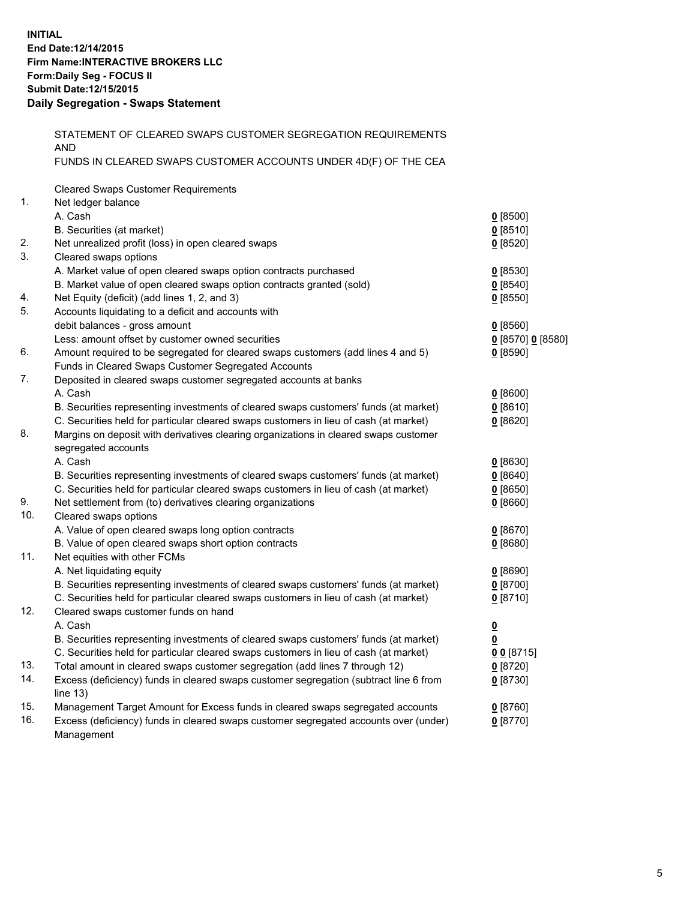**INITIAL**
**End Date:12/14/2015**
**Firm Name:INTERACTIVE BROKERS LLC**
**Form:Daily Seg - FOCUS II**
**Submit Date:12/15/2015**
**Daily Segregation - Swaps Statement**

STATEMENT OF CLEARED SWAPS CUSTOMER SEGREGATION REQUIREMENTS AND FUNDS IN CLEARED SWAPS CUSTOMER ACCOUNTS UNDER 4D(F) OF THE CEA

| | | |
|---|---|---|
| | Cleared Swaps Customer Requirements | |
| 1. | Net ledger balance | |
| | A. Cash | 0 [8500] |
| | B. Securities (at market) | 0 [8510] |
| 2. | Net unrealized profit (loss) in open cleared swaps | 0 [8520] |
| 3. | Cleared swaps options | |
| | A. Market value of open cleared swaps option contracts purchased | 0 [8530] |
| | B. Market value of open cleared swaps option contracts granted (sold) | 0 [8540] |
| 4. | Net Equity (deficit) (add lines 1, 2, and 3) | 0 [8550] |
| 5. | Accounts liquidating to a deficit and accounts with debit balances - gross amount | 0 [8560] |
| | Less: amount offset by customer owned securities | 0 [8570] 0 [8580] |
| 6. | Amount required to be segregated for cleared swaps customers (add lines 4 and 5) | 0 [8590] |
| | Funds in Cleared Swaps Customer Segregated Accounts | |
| 7. | Deposited in cleared swaps customer segregated accounts at banks | |
| | A. Cash | 0 [8600] |
| | B. Securities representing investments of cleared swaps customers' funds (at market) | 0 [8610] |
| | C. Securities held for particular cleared swaps customers in lieu of cash (at market) | 0 [8620] |
| 8. | Margins on deposit with derivatives clearing organizations in cleared swaps customer segregated accounts | |
| | A. Cash | 0 [8630] |
| | B. Securities representing investments of cleared swaps customers' funds (at market) | 0 [8640] |
| | C. Securities held for particular cleared swaps customers in lieu of cash (at market) | 0 [8650] |
| 9. | Net settlement from (to) derivatives clearing organizations | 0 [8660] |
| 10. | Cleared swaps options | |
| | A. Value of open cleared swaps long option contracts | 0 [8670] |
| | B. Value of open cleared swaps short option contracts | 0 [8680] |
| 11. | Net equities with other FCMs | |
| | A. Net liquidating equity | 0 [8690] |
| | B. Securities representing investments of cleared swaps customers' funds (at market) | 0 [8700] |
| | C. Securities held for particular cleared swaps customers in lieu of cash (at market) | 0 [8710] |
| 12. | Cleared swaps customer funds on hand | |
| | A. Cash | 0 |
| | B. Securities representing investments of cleared swaps customers' funds (at market) | 0 |
| | C. Securities held for particular cleared swaps customers in lieu of cash (at market) | 0 0 [8715] |
| 13. | Total amount in cleared swaps customer segregation (add lines 7 through 12) | 0 [8720] |
| 14. | Excess (deficiency) funds in cleared swaps customer segregation (subtract line 6 from line 13) | 0 [8730] |
| 15. | Management Target Amount for Excess funds in cleared swaps segregated accounts | 0 [8760] |
| 16. | Excess (deficiency) funds in cleared swaps customer segregated accounts over (under) Management | 0 [8770] |